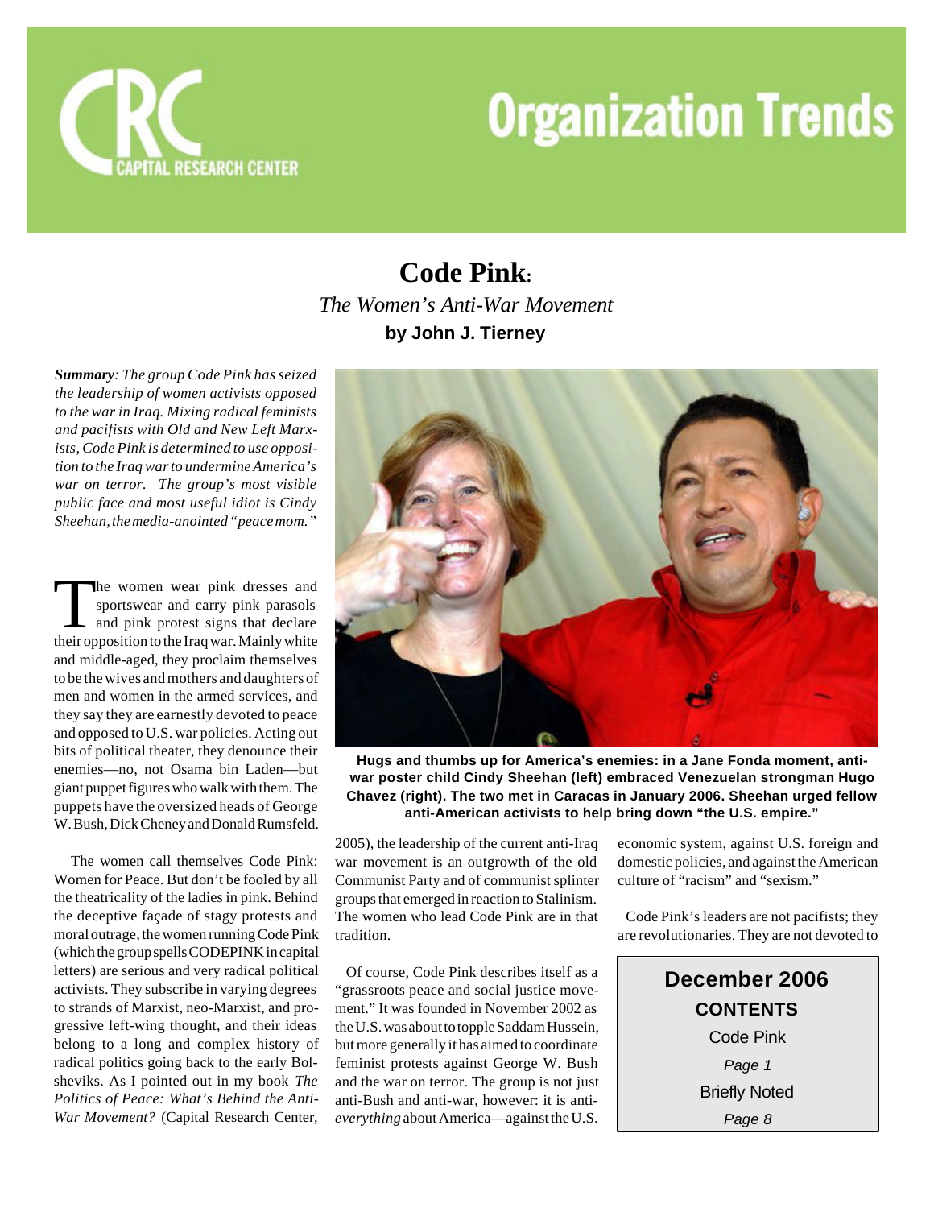# Organization Trends

CAPITAL RESEARCH CENTER

## Code Pink:

*The Women's Anti-War Movement*

**by John J. Tierney**

***Summary**: The group Code Pink has seized the leadership of women activists opposed to the war in Iraq. Mixing radical feminists and pacifists with Old and New Left Marxists, Code Pink is determined to use opposition to the Iraq war to undermine America's war on terror. The group's most visible public face and most useful idiot is Cindy Sheehan, the media-anointed "peace mom."*

**Hugs and thumbs up for America's enemies: in a Jane Fonda moment, anti-war poster child Cindy Sheehan (left) embraced Venezuelan strongman Hugo Chavez (right). The two met in Caracas in January 2006. Sheehan urged fellow anti-American activists to help bring down "the U.S. empire."**

The women wear pink dresses and sportswear and carry pink parasols and pink protest signs that declare their opposition to the Iraq war. Mainly white and middle-aged, they proclaim themselves to be the wives and mothers and daughters of men and women in the armed services, and they say they are earnestly devoted to peace and opposed to U.S. war policies. Acting out bits of political theater, they denounce their enemies—no, not Osama bin Laden—but giant puppet figures who walk with them. The puppets have the oversized heads of George W. Bush, Dick Cheney and Donald Rumsfeld.

The women call themselves Code Pink: Women for Peace. But don't be fooled by all the theatricality of the ladies in pink. Behind the deceptive façade of stagy protests and moral outrage, the women running Code Pink (which the group spells CODEPINK in capital letters) are serious and very radical political activists. They subscribe in varying degrees to strands of Marxist, neo-Marxist, and progressive left-wing thought, and their ideas belong to a long and complex history of radical politics going back to the early Bolsheviks. As I pointed out in my book *The Politics of Peace: What's Behind the Anti-War Movement?* (Capital Research Center, 2005), the leadership of the current anti-Iraq war movement is an outgrowth of the old Communist Party and of communist splinter groups that emerged in reaction to Stalinism. The women who lead Code Pink are in that tradition.

Of course, Code Pink describes itself as a "grassroots peace and social justice movement." It was founded in November 2002 as the U.S. was about to topple Saddam Hussein, but more generally it has aimed to coordinate feminist protests against George W. Bush and the war on terror. The group is not just anti-Bush and anti-war, however: it is anti-*everything* about America—against the U.S. economic system, against U.S. foreign and domestic policies, and against the American culture of "racism" and "sexism."

Code Pink's leaders are not pacifists; they are revolutionaries. They are not devoted to

**December 2006**

**CONTENTS**

Code Pink
*Page 1*

Briefly Noted
*Page 8*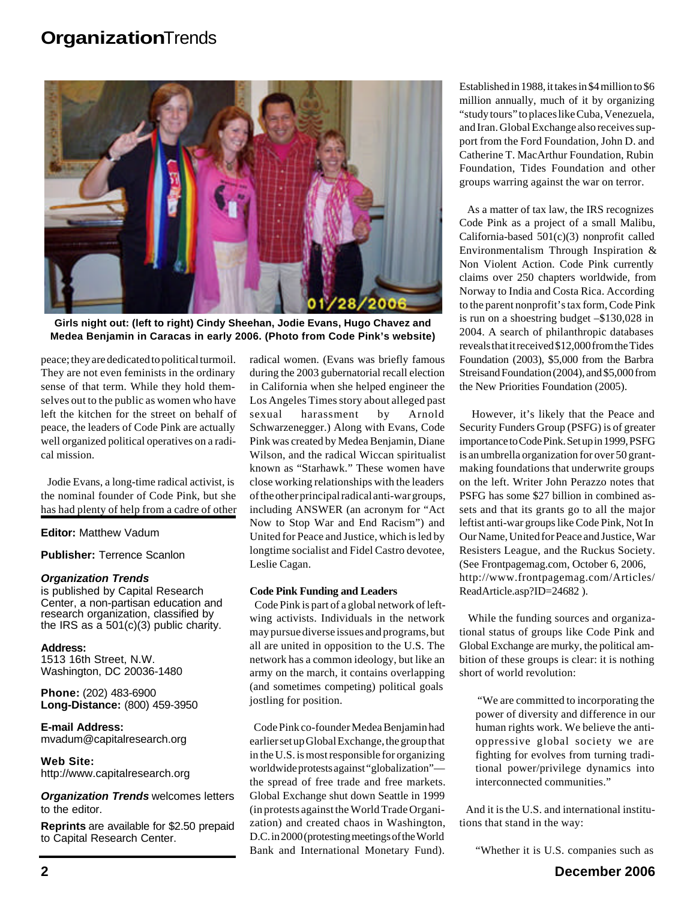Girls night out: (left to right) Cindy Sheehan, Jodie Evans, Hugo Chavez and Medea Benjamin in Caracas in early 2006. (Photo from Code Pink's website)

peace; they are dedicated to political turmoil. They are not even feminists in the ordinary sense of that term. While they hold themselves out to the public as women who have left the kitchen for the street on behalf of peace, the leaders of Code Pink are actually well organized political operatives on a radical mission.

Jodie Evans, a long-time radical activist, is the nominal founder of Code Pink, but she has had plenty of help from a cadre of other radical women. (Evans was briefly famous during the 2003 gubernatorial recall election in California when she helped engineer the Los Angeles Times story about alleged past sexual harassment by Arnold Schwarzenegger.) Along with Evans, Code Pink was created by Medea Benjamin, Diane Wilson, and the radical Wiccan spiritualist known as "Starhawk." These women have close working relationships with the leaders of the other principal radical anti-war groups, including ANSWER (an acronym for "Act Now to Stop War and End Racism") and United for Peace and Justice, which is led by longtime socialist and Fidel Castro devotee, Leslie Cagan.

**Editor:** Matthew Vadum

**Publisher:** Terrence Scanlon

***Organization Trends*** is published by Capital Research Center, a non-partisan education and research organization, classified by the IRS as a 501(c)(3) public charity.

**Address:**
1513 16th Street, N.W.
Washington, DC 20036-1480

**Phone:** (202) 483-6900
**Long-Distance:** (800) 459-3950

**E-mail Address:**
mvadum@capitalresearch.org

**Web Site:**
http://www.capitalresearch.org

***Organization Trends*** welcomes letters to the editor.

**Reprints** are available for $2.50 prepaid to Capital Research Center.

### Code Pink Funding and Leaders

Code Pink is part of a global network of left-wing activists. Individuals in the network may pursue diverse issues and programs, but all are united in opposition to the U.S. The network has a common ideology, but like an army on the march, it contains overlapping (and sometimes competing) political goals jostling for position.

Code Pink co-founder Medea Benjamin had earlier set up Global Exchange, the group that in the U.S. is most responsible for organizing worldwide protests against "globalization"—the spread of free trade and free markets. Global Exchange shut down Seattle in 1999 (in protests against the World Trade Organization) and created chaos in Washington, D.C. in 2000 (protesting meetings of the World Bank and International Monetary Fund). Established in 1988, it takes in $4 million to $6 million annually, much of it by organizing "study tours" to places like Cuba, Venezuela, and Iran. Global Exchange also receives support from the Ford Foundation, John D. and Catherine T. MacArthur Foundation, Rubin Foundation, Tides Foundation and other groups warring against the war on terror.

As a matter of tax law, the IRS recognizes Code Pink as a project of a small Malibu, California-based 501(c)(3) nonprofit called Environmentalism Through Inspiration & Non Violent Action. Code Pink currently claims over 250 chapters worldwide, from Norway to India and Costa Rica. According to the parent nonprofit's tax form, Code Pink is run on a shoestring budget –$130,028 in 2004. A search of philanthropic databases reveals that it received $12,000 from the Tides Foundation (2003), $5,000 from the Barbra Streisand Foundation (2004), and $5,000 from the New Priorities Foundation (2005).

However, it's likely that the Peace and Security Funders Group (PSFG) is of greater importance to Code Pink. Set up in 1999, PSFG is an umbrella organization for over 50 grant-making foundations that underwrite groups on the left. Writer John Perazzo notes that PSFG has some $27 billion in combined assets and that its grants go to all the major leftist anti-war groups like Code Pink, Not In Our Name, United for Peace and Justice, War Resisters League, and the Ruckus Society. (See Frontpagemag.com, October 6, 2006, http://www.frontpagemag.com/Articles/ReadArticle.asp?ID=24682 ).

While the funding sources and organizational status of groups like Code Pink and Global Exchange are murky, the political ambition of these groups is clear: it is nothing short of world revolution:

> "We are committed to incorporating the power of diversity and difference in our human rights work. We believe the anti-oppressive global society we are fighting for evolves from turning traditional power/privilege dynamics into interconnected communities."

And it is the U.S. and international institutions that stand in the way:

"Whether it is U.S. companies such as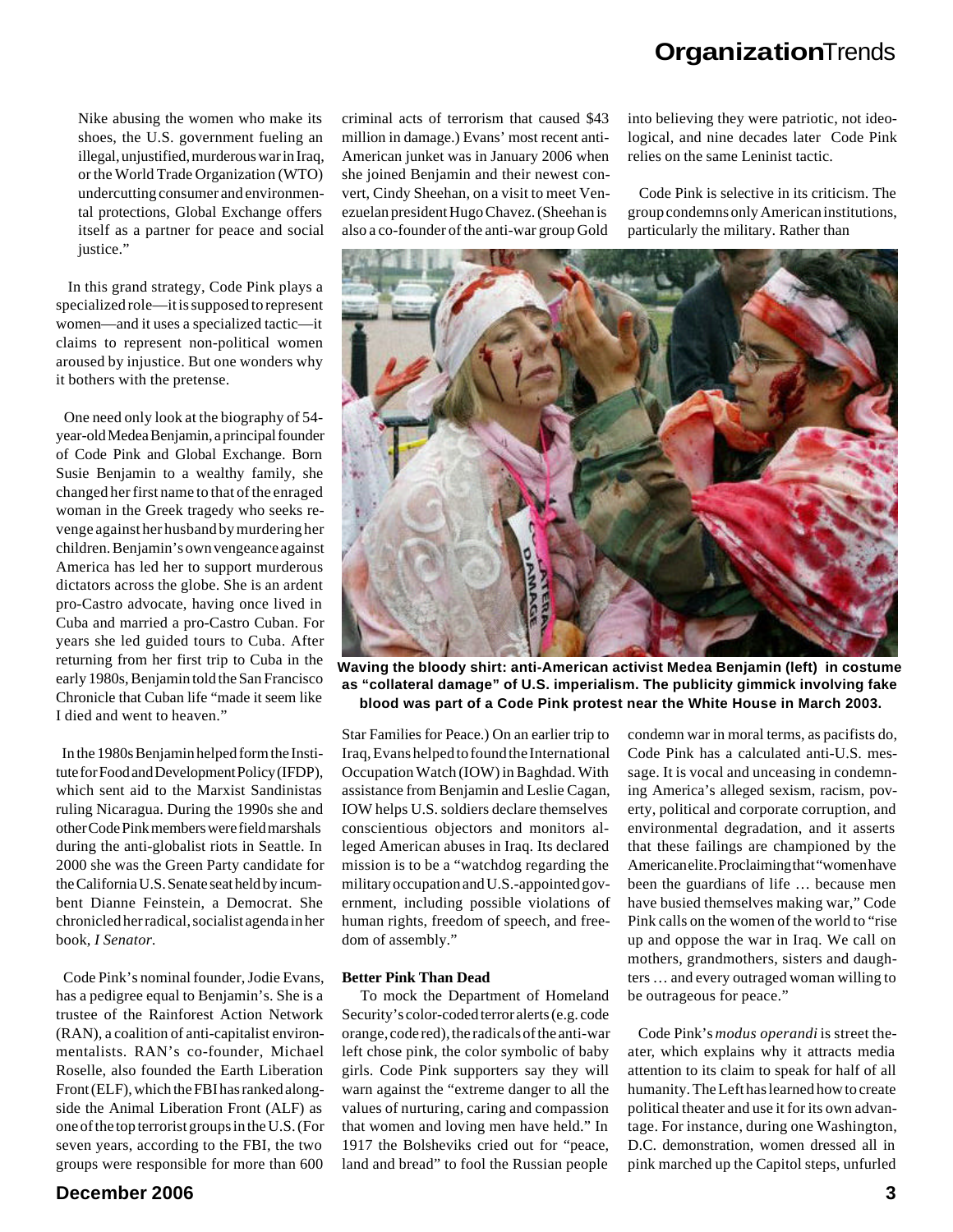Nike abusing the women who make its shoes, the U.S. government fueling an illegal, unjustified, murderous war in Iraq, or the World Trade Organization (WTO) undercutting consumer and environmental protections, Global Exchange offers itself as a partner for peace and social justice."

In this grand strategy, Code Pink plays a specialized role—it is supposed to represent women—and it uses a specialized tactic—it claims to represent non-political women aroused by injustice. But one wonders why it bothers with the pretense.

One need only look at the biography of 54-year-old Medea Benjamin, a principal founder of Code Pink and Global Exchange. Born Susie Benjamin to a wealthy family, she changed her first name to that of the enraged woman in the Greek tragedy who seeks revenge against her husband by murdering her children. Benjamin's own vengeance against America has led her to support murderous dictators across the globe. She is an ardent pro-Castro advocate, having once lived in Cuba and married a pro-Castro Cuban. For years she led guided tours to Cuba. After returning from her first trip to Cuba in the early 1980s, Benjamin told the San Francisco Chronicle that Cuban life "made it seem like I died and went to heaven."

In the 1980s Benjamin helped form the Institute for Food and Development Policy (IFDP), which sent aid to the Marxist Sandinistas ruling Nicaragua. During the 1990s she and other Code Pink members were field marshals during the anti-globalist riots in Seattle. In 2000 she was the Green Party candidate for the California U.S. Senate seat held by incumbent Dianne Feinstein, a Democrat. She chronicled her radical, socialist agenda in her book, *I Senator.*

Code Pink's nominal founder, Jodie Evans, has a pedigree equal to Benjamin's. She is a trustee of the Rainforest Action Network (RAN), a coalition of anti-capitalist environmentalists. RAN's co-founder, Michael Roselle, also founded the Earth Liberation Front (ELF), which the FBI has ranked alongside the Animal Liberation Front (ALF) as one of the top terrorist groups in the U.S. (For seven years, according to the FBI, the two groups were responsible for more than 600 criminal acts of terrorism that caused $43 million in damage.) Evans' most recent anti-American junket was in January 2006 when she joined Benjamin and their newest convert, Cindy Sheehan, on a visit to meet Venezuelan president Hugo Chavez. (Sheehan is also a co-founder of the anti-war group Gold Star Families for Peace.) On an earlier trip to Iraq, Evans helped to found the International Occupation Watch (IOW) in Baghdad. With assistance from Benjamin and Leslie Cagan, IOW helps U.S. soldiers declare themselves conscientious objectors and monitors alleged American abuses in Iraq. Its declared mission is to be a "watchdog regarding the military occupation and U.S.-appointed government, including possible violations of human rights, freedom of speech, and freedom of assembly."

**Waving the bloody shirt: anti-American activist Medea Benjamin (left) in costume as "collateral damage" of U.S. imperialism. The publicity gimmick involving fake blood was part of a Code Pink protest near the White House in March 2003.**

**Better Pink Than Dead**

To mock the Department of Homeland Security's color-coded terror alerts (e.g. code orange, code red), the radicals of the anti-war left chose pink, the color symbolic of baby girls. Code Pink supporters say they will warn against the "extreme danger to all the values of nurturing, caring and compassion that women and loving men have held." In 1917 the Bolsheviks cried out for "peace, land and bread" to fool the Russian people into believing they were patriotic, not ideological, and nine decades later Code Pink relies on the same Leninist tactic.

Code Pink is selective in its criticism. The group condemns only American institutions, particularly the military. Rather than condemn war in moral terms, as pacifists do, Code Pink has a calculated anti-U.S. message. It is vocal and unceasing in condemning America's alleged sexism, racism, poverty, political and corporate corruption, and environmental degradation, and it asserts that these failings are championed by the American elite. Proclaiming that "women have been the guardians of life … because men have busied themselves making war," Code Pink calls on the women of the world to "rise up and oppose the war in Iraq. We call on mothers, grandmothers, sisters and daughters … and every outraged woman willing to be outrageous for peace."

Code Pink's *modus operandi* is street theater, which explains why it attracts media attention to its claim to speak for half of all humanity. The Left has learned how to create political theater and use it for its own advantage. For instance, during one Washington, D.C. demonstration, women dressed all in pink marched up the Capitol steps, unfurled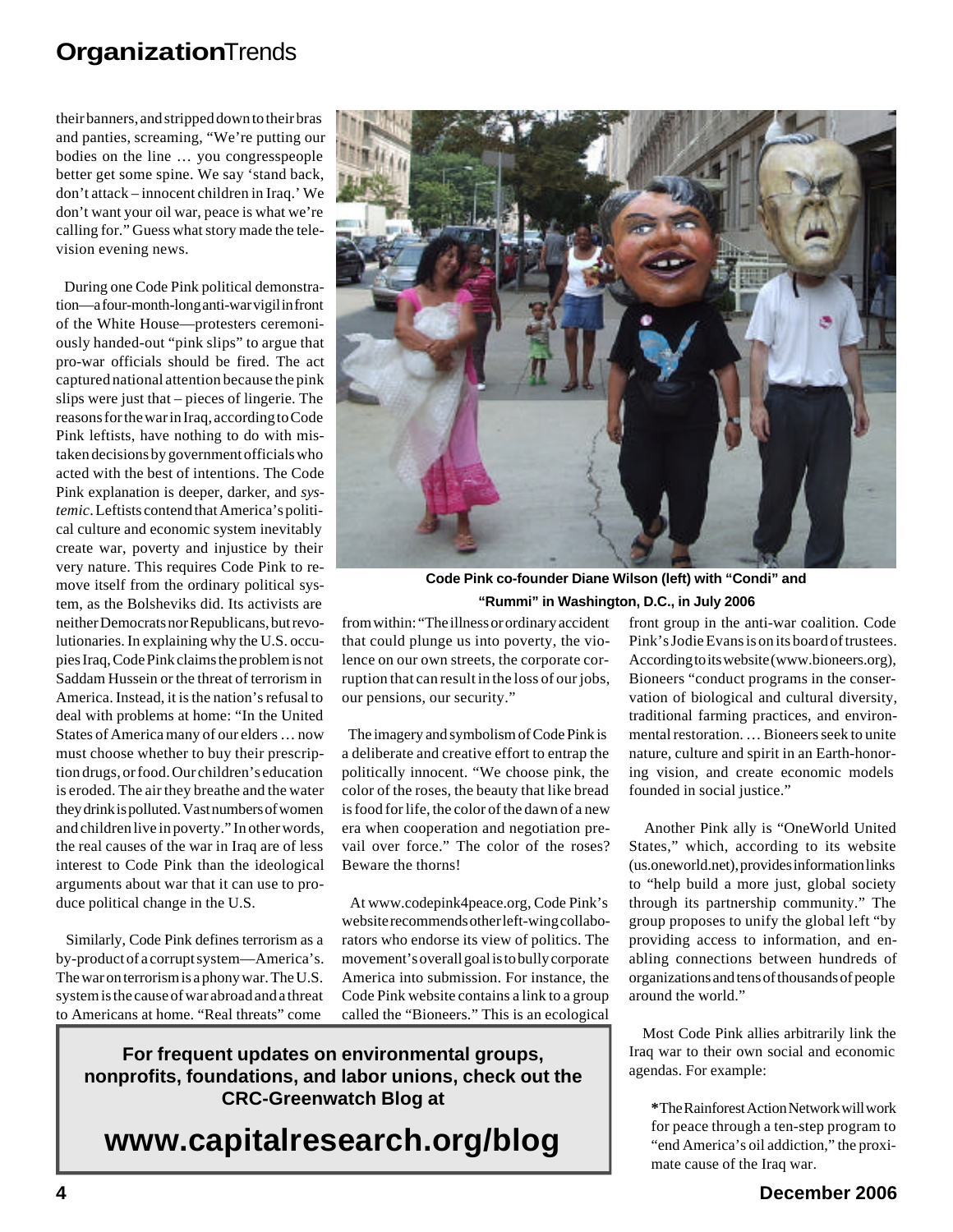their banners, and stripped down to their bras and panties, screaming, "We're putting our bodies on the line … you congresspeople better get some spine. We say 'stand back, don't attack – innocent children in Iraq.' We don't want your oil war, peace is what we're calling for." Guess what story made the television evening news.

During one Code Pink political demonstration—a four-month-long anti-war vigil in front of the White House—protesters ceremoniously handed-out "pink slips" to argue that pro-war officials should be fired. The act captured national attention because the pink slips were just that – pieces of lingerie. The reasons for the war in Iraq, according to Code Pink leftists, have nothing to do with mistaken decisions by government officials who acted with the best of intentions. The Code Pink explanation is deeper, darker, and *systemic*. Leftists contend that America's political culture and economic system inevitably create war, poverty and injustice by their very nature. This requires Code Pink to remove itself from the ordinary political system, as the Bolsheviks did. Its activists are neither Democrats nor Republicans, but revolutionaries. In explaining why the U.S. occupies Iraq, Code Pink claims the problem is not Saddam Hussein or the threat of terrorism in America. Instead, it is the nation's refusal to deal with problems at home: "In the United States of America many of our elders … now must choose whether to buy their prescription drugs, or food. Our children's education is eroded. The air they breathe and the water they drink is polluted. Vast numbers of women and children live in poverty." In other words, the real causes of the war in Iraq are of less interest to Code Pink than the ideological arguments about war that it can use to produce political change in the U.S.

Similarly, Code Pink defines terrorism as a by-product of a corrupt system—America's. The war on terrorism is a phony war. The U.S. system is the cause of war abroad and a threat to Americans at home. "Real threats" come from within: "The illness or ordinary accident that could plunge us into poverty, the violence on our own streets, the corporate corruption that can result in the loss of our jobs, our pensions, our security."

**Code Pink co-founder Diane Wilson (left) with "Condi" and "Rummi" in Washington, D.C., in July 2006**

The imagery and symbolism of Code Pink is a deliberate and creative effort to entrap the politically innocent. "We choose pink, the color of the roses, the beauty that like bread is food for life, the color of the dawn of a new era when cooperation and negotiation prevail over force." The color of the roses? Beware the thorns!

At www.codepink4peace.org, Code Pink's website recommends other left-wing collaborators who endorse its view of politics. The movement's overall goal is to bully corporate America into submission. For instance, the Code Pink website contains a link to a group called the "Bioneers." This is an ecological front group in the anti-war coalition. Code Pink's Jodie Evans is on its board of trustees. According to its website (www.bioneers.org), Bioneers "conduct programs in the conservation of biological and cultural diversity, traditional farming practices, and environmental restoration. … Bioneers seek to unite nature, culture and spirit in an Earth-honoring vision, and create economic models founded in social justice."

Another Pink ally is "OneWorld United States," which, according to its website (us.oneworld.net), provides information links to "help build a more just, global society through its partnership community." The group proposes to unify the global left "by providing access to information, and enabling connections between hundreds of organizations and tens of thousands of people around the world."

Most Code Pink allies arbitrarily link the Iraq war to their own social and economic agendas. For example:

**\***The Rainforest Action Network will work for peace through a ten-step program to "end America's oil addiction," the proximate cause of the Iraq war.

**For frequent updates on environmental groups, nonprofits, foundations, and labor unions, check out the CRC-Greenwatch Blog at**

**www.capitalresearch.org/blog**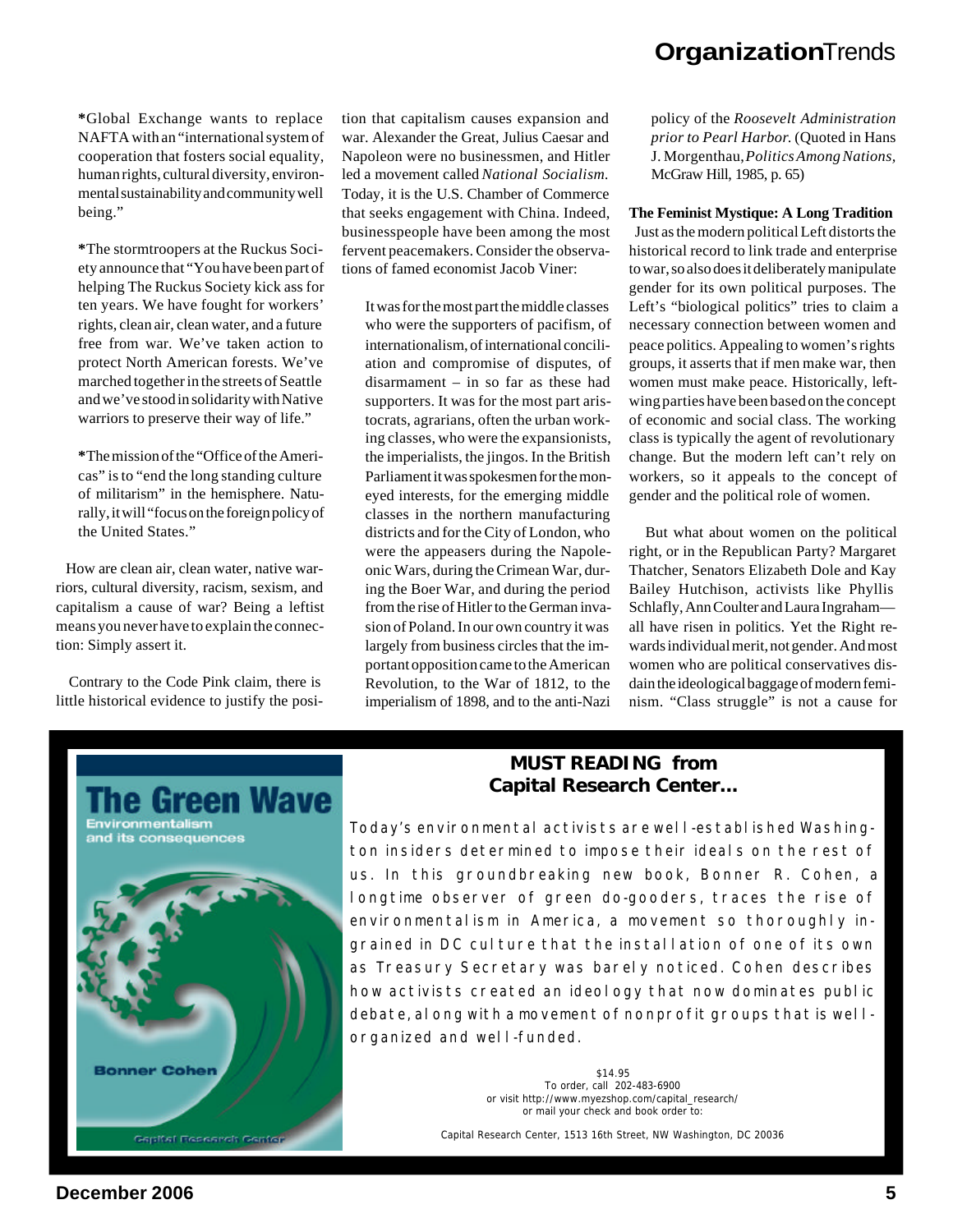*Global Exchange wants to replace NAFTA with an "international system of cooperation that fosters social equality, human rights, cultural diversity, environmental sustainability and community well being."

*The stormtroopers at the Ruckus Society announce that "You have been part of helping The Ruckus Society kick ass for ten years. We have fought for workers' rights, clean air, clean water, and a future free from war. We've taken action to protect North American forests. We've marched together in the streets of Seattle and we've stood in solidarity with Native warriors to preserve their way of life."

*The mission of the "Office of the Americas" is to "end the long standing culture of militarism" in the hemisphere. Naturally, it will "focus on the foreign policy of the United States."

How are clean air, clean water, native warriors, cultural diversity, racism, sexism, and capitalism a cause of war? Being a leftist means you never have to explain the connection: Simply assert it.

Contrary to the Code Pink claim, there is little historical evidence to justify the position that capitalism causes expansion and war. Alexander the Great, Julius Caesar and Napoleon were no businessmen, and Hitler led a movement called *National Socialism*. Today, it is the U.S. Chamber of Commerce that seeks engagement with China. Indeed, businesspeople have been among the most fervent peacemakers. Consider the observations of famed economist Jacob Viner:

> It was for the most part the middle classes who were the supporters of pacifism, of internationalism, of international conciliation and compromise of disputes, of disarmament – in so far as these had supporters. It was for the most part aristocrats, agrarians, often the urban working classes, who were the expansionists, the imperialists, the jingos. In the British Parliament it was spokesmen for the moneyed interests, for the emerging middle classes in the northern manufacturing districts and for the City of London, who were the appeasers during the Napoleonic Wars, during the Crimean War, during the Boer War, and during the period from the rise of Hitler to the German invasion of Poland. In our own country it was largely from business circles that the important opposition came to the American Revolution, to the War of 1812, to the imperialism of 1898, and to the anti-Nazi policy of the *Roosevelt Administration prior to Pearl Harbor.* (Quoted in Hans J. Morgenthau, *Politics Among Nations*, McGraw Hill, 1985, p. 65)

**The Feminist Mystique: A Long Tradition**

Just as the modern political Left distorts the historical record to link trade and enterprise to war, so also does it deliberately manipulate gender for its own political purposes. The Left's "biological politics" tries to claim a necessary connection between women and peace politics. Appealing to women's rights groups, it asserts that if men make war, then women must make peace. Historically, left-wing parties have been based on the concept of economic and social class. The working class is typically the agent of revolutionary change. But the modern left can't rely on workers, so it appeals to the concept of gender and the political role of women.

But what about women on the political right, or in the Republican Party? Margaret Thatcher, Senators Elizabeth Dole and Kay Bailey Hutchison, activists like Phyllis Schlafly, Ann Coulter and Laura Ingraham—all have risen in politics. Yet the Right rewards individual merit, not gender. And most women who are political conservatives disdain the ideological baggage of modern feminism. "Class struggle" is not a cause for

---

**MUST READING from Capital Research Center...**

**The Green Wave**
Environmentalism and its consequences
Bonner Cohen
Capital Research Center

Today's environmental activists are well-established Washington insiders determined to impose their ideals on the rest of us. In this groundbreaking new book, Bonner R. Cohen, a longtime observer of green do-gooders, traces the rise of environmentalism in America, a movement so thoroughly ingrained in DC culture that the installation of one of its own as Treasury Secretary was barely noticed. Cohen describes how activists created an ideology that now dominates public debate, along with a movement of nonprofit groups that is well-organized and well-funded.

$14.95
To order, call 202-483-6900
or visit http://www.myezshop.com/capital_research/
or mail your check and book order to:

Capital Research Center, 1513 16th Street, NW Washington, DC 20036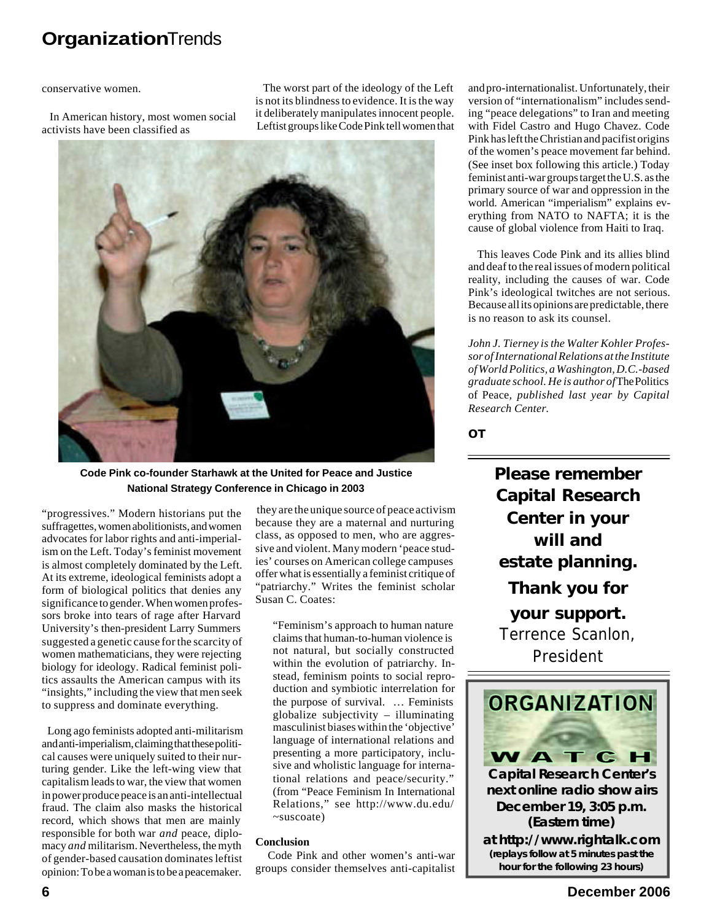conservative women.

In American history, most women social activists have been classified as "progressives." Modern historians put the suffragettes, women abolitionists, and women advocates for labor rights and anti-imperialism on the Left. Today's feminist movement is almost completely dominated by the Left. At its extreme, ideological feminists adopt a form of biological politics that denies any significance to gender. When women professors broke into tears of rage after Harvard University's then-president Larry Summers suggested a genetic cause for the scarcity of women mathematicians, they were rejecting biology for ideology. Radical feminist politics assaults the American campus with its "insights," including the view that men seek to suppress and dominate everything.

Long ago feminists adopted anti-militarism and anti-imperialism, claiming that these political causes were uniquely suited to their nurturing gender. Like the left-wing view that capitalism leads to war, the view that women in power produce peace is an anti-intellectual fraud. The claim also masks the historical record, which shows that men are mainly responsible for both war *and* peace, diplomacy *and* militarism. Nevertheless, the myth of gender-based causation dominates leftist opinion: To be a woman is to be a peacemaker.

The worst part of the ideology of the Left is not its blindness to evidence. It is the way it deliberately manipulates innocent people. Leftist groups like Code Pink tell women that they are the unique source of peace activism because they are a maternal and nurturing class, as opposed to men, who are aggressive and violent. Many modern 'peace studies' courses on American college campuses offer what is essentially a feminist critique of "patriarchy." Writes the feminist scholar Susan C. Coates:

> "Feminism's approach to human nature claims that human-to-human violence is not natural, but socially constructed within the evolution of patriarchy. Instead, feminism points to social reproduction and symbiotic interrelation for the purpose of survival. … Feminists globalize subjectivity – illuminating masculinist biases within the 'objective' language of international relations and presenting a more participatory, inclusive and wholistic language for international relations and peace/security." (from "Peace Feminism In International Relations," see http://www.du.edu/~suscoate)

**Code Pink co-founder Starhawk at the United for Peace and Justice National Strategy Conference in Chicago in 2003**

### Conclusion

Code Pink and other women's anti-war groups consider themselves anti-capitalist and pro-internationalist. Unfortunately, their version of "internationalism" includes sending "peace delegations" to Iran and meeting with Fidel Castro and Hugo Chavez. Code Pink has left the Christian and pacifist origins of the women's peace movement far behind. (See inset box following this article.) Today feminist anti-war groups target the U.S. as the primary source of war and oppression in the world. American "imperialism" explains everything from NATO to NAFTA; it is the cause of global violence from Haiti to Iraq.

This leaves Code Pink and its allies blind and deaf to the real issues of modern political reality, including the causes of war. Code Pink's ideological twitches are not serious. Because all its opinions are predictable, there is no reason to ask its counsel.

*John J. Tierney is the Walter Kohler Professor of International Relations at the Institute of World Politics, a Washington, D.C.-based graduate school. He is author of* The Politics of Peace*, published last year by Capital Research Center.*

**OT**

---

**Please remember Capital Research Center in your will and estate planning.**

**Thank you for your support.**

Terrence Scanlon, President

---

**ORGANIZATION WATCH**

**Capital Research Center's next online radio show airs December 19, 3:05 p.m. (Eastern time) at http://www.rightalk.com**

**(replays follow at 5 minutes past the hour for the following 23 hours)**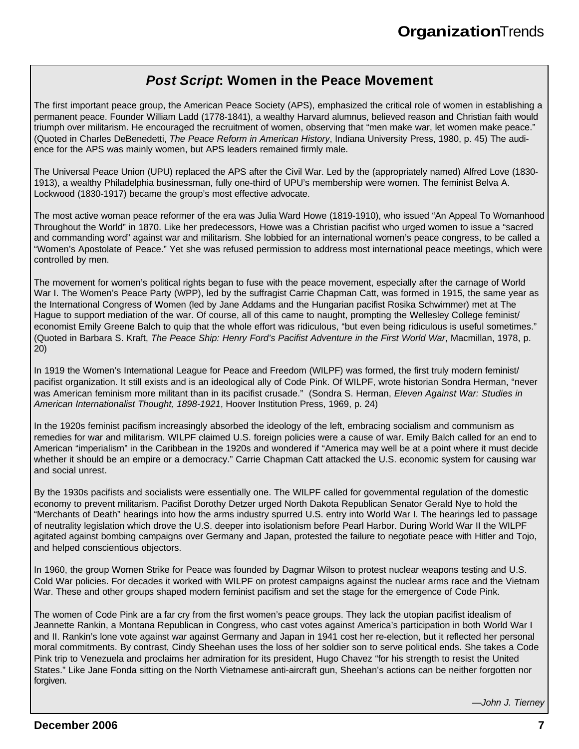## *Post Script*: Women in the Peace Movement

The first important peace group, the American Peace Society (APS), emphasized the critical role of women in establishing a permanent peace. Founder William Ladd (1778-1841), a wealthy Harvard alumnus, believed reason and Christian faith would triumph over militarism. He encouraged the recruitment of women, observing that "men make war, let women make peace." (Quoted in Charles DeBenedetti, *The Peace Reform in American History*, Indiana University Press, 1980, p. 45) The audience for the APS was mainly women, but APS leaders remained firmly male.

The Universal Peace Union (UPU) replaced the APS after the Civil War. Led by the (appropriately named) Alfred Love (1830-1913), a wealthy Philadelphia businessman, fully one-third of UPU's membership were women. The feminist Belva A. Lockwood (1830-1917) became the group's most effective advocate.

The most active woman peace reformer of the era was Julia Ward Howe (1819-1910), who issued "An Appeal To Womanhood Throughout the World" in 1870. Like her predecessors, Howe was a Christian pacifist who urged women to issue a "sacred and commanding word" against war and militarism. She lobbied for an international women's peace congress, to be called a "Women's Apostolate of Peace." Yet she was refused permission to address most international peace meetings, which were controlled by men.

The movement for women's political rights began to fuse with the peace movement, especially after the carnage of World War I. The Women's Peace Party (WPP), led by the suffragist Carrie Chapman Catt, was formed in 1915, the same year as the International Congress of Women (led by Jane Addams and the Hungarian pacifist Rosika Schwimmer) met at The Hague to support mediation of the war. Of course, all of this came to naught, prompting the Wellesley College feminist/economist Emily Greene Balch to quip that the whole effort was ridiculous, "but even being ridiculous is useful sometimes." (Quoted in Barbara S. Kraft, *The Peace Ship: Henry Ford's Pacifist Adventure in the First World War*, Macmillan, 1978, p. 20)

In 1919 the Women's International League for Peace and Freedom (WILPF) was formed, the first truly modern feminist/pacifist organization. It still exists and is an ideological ally of Code Pink. Of WILPF, wrote historian Sondra Herman, "never was American feminism more militant than in its pacifist crusade." (Sondra S. Herman, *Eleven Against War: Studies in American Internationalist Thought, 1898-1921*, Hoover Institution Press, 1969, p. 24)

In the 1920s feminist pacifism increasingly absorbed the ideology of the left, embracing socialism and communism as remedies for war and militarism. WILPF claimed U.S. foreign policies were a cause of war. Emily Balch called for an end to American "imperialism" in the Caribbean in the 1920s and wondered if "America may well be at a point where it must decide whether it should be an empire or a democracy." Carrie Chapman Catt attacked the U.S. economic system for causing war and social unrest.

By the 1930s pacifists and socialists were essentially one. The WILPF called for governmental regulation of the domestic economy to prevent militarism. Pacifist Dorothy Detzer urged North Dakota Republican Senator Gerald Nye to hold the "Merchants of Death" hearings into how the arms industry spurred U.S. entry into World War I. The hearings led to passage of neutrality legislation which drove the U.S. deeper into isolationism before Pearl Harbor. During World War II the WILPF agitated against bombing campaigns over Germany and Japan, protested the failure to negotiate peace with Hitler and Tojo, and helped conscientious objectors.

In 1960, the group Women Strike for Peace was founded by Dagmar Wilson to protest nuclear weapons testing and U.S. Cold War policies. For decades it worked with WILPF on protest campaigns against the nuclear arms race and the Vietnam War. These and other groups shaped modern feminist pacifism and set the stage for the emergence of Code Pink.

The women of Code Pink are a far cry from the first women's peace groups. They lack the utopian pacifist idealism of Jeannette Rankin, a Montana Republican in Congress, who cast votes against America's participation in both World War I and II. Rankin's lone vote against war against Germany and Japan in 1941 cost her re-election, but it reflected her personal moral commitments. By contrast, Cindy Sheehan uses the loss of her soldier son to serve political ends. She takes a Code Pink trip to Venezuela and proclaims her admiration for its president, Hugo Chavez "for his strength to resist the United States." Like Jane Fonda sitting on the North Vietnamese anti-aircraft gun, Sheehan's actions can be neither forgotten nor forgiven.

*—John J. Tierney*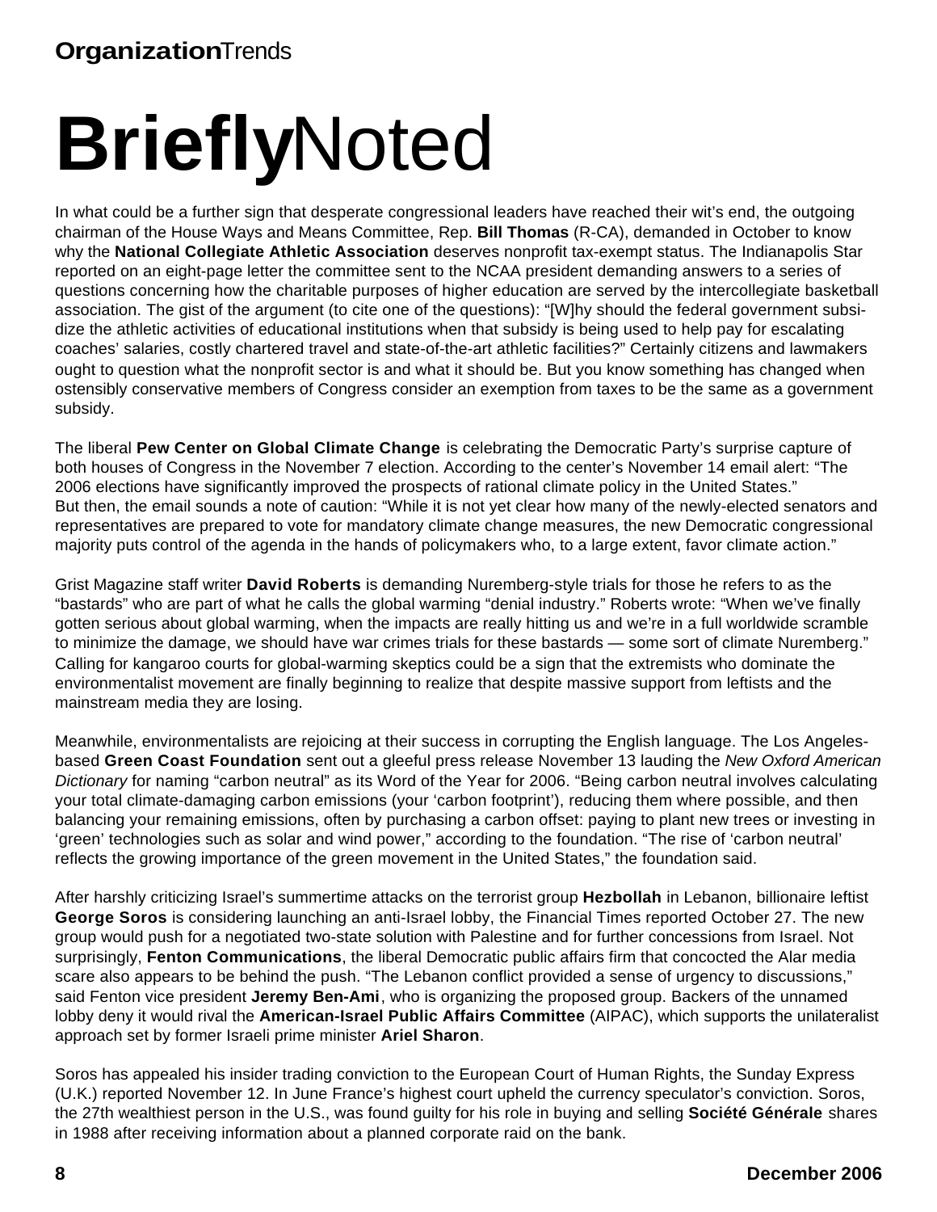# **Briefly**Noted

In what could be a further sign that desperate congressional leaders have reached their wit's end, the outgoing chairman of the House Ways and Means Committee, Rep. **Bill Thomas** (R-CA), demanded in October to know why the **National Collegiate Athletic Association** deserves nonprofit tax-exempt status. The Indianapolis Star reported on an eight-page letter the committee sent to the NCAA president demanding answers to a series of questions concerning how the charitable purposes of higher education are served by the intercollegiate basketball association. The gist of the argument (to cite one of the questions): "[W]hy should the federal government subsidize the athletic activities of educational institutions when that subsidy is being used to help pay for escalating coaches' salaries, costly chartered travel and state-of-the-art athletic facilities?" Certainly citizens and lawmakers ought to question what the nonprofit sector is and what it should be. But you know something has changed when ostensibly conservative members of Congress consider an exemption from taxes to be the same as a government subsidy.

The liberal **Pew Center on Global Climate Change** is celebrating the Democratic Party's surprise capture of both houses of Congress in the November 7 election. According to the center's November 14 email alert: "The 2006 elections have significantly improved the prospects of rational climate policy in the United States." But then, the email sounds a note of caution: "While it is not yet clear how many of the newly-elected senators and representatives are prepared to vote for mandatory climate change measures, the new Democratic congressional majority puts control of the agenda in the hands of policymakers who, to a large extent, favor climate action."

Grist Magazine staff writer **David Roberts** is demanding Nuremberg-style trials for those he refers to as the "bastards" who are part of what he calls the global warming "denial industry." Roberts wrote: "When we've finally gotten serious about global warming, when the impacts are really hitting us and we're in a full worldwide scramble to minimize the damage, we should have war crimes trials for these bastards — some sort of climate Nuremberg." Calling for kangaroo courts for global-warming skeptics could be a sign that the extremists who dominate the environmentalist movement are finally beginning to realize that despite massive support from leftists and the mainstream media they are losing.

Meanwhile, environmentalists are rejoicing at their success in corrupting the English language. The Los Angeles-based **Green Coast Foundation** sent out a gleeful press release November 13 lauding the *New Oxford American Dictionary* for naming "carbon neutral" as its Word of the Year for 2006. "Being carbon neutral involves calculating your total climate-damaging carbon emissions (your 'carbon footprint'), reducing them where possible, and then balancing your remaining emissions, often by purchasing a carbon offset: paying to plant new trees or investing in 'green' technologies such as solar and wind power," according to the foundation. "The rise of 'carbon neutral' reflects the growing importance of the green movement in the United States," the foundation said.

After harshly criticizing Israel's summertime attacks on the terrorist group **Hezbollah** in Lebanon, billionaire leftist **George Soros** is considering launching an anti-Israel lobby, the Financial Times reported October 27. The new group would push for a negotiated two-state solution with Palestine and for further concessions from Israel. Not surprisingly, **Fenton Communications**, the liberal Democratic public affairs firm that concocted the Alar media scare also appears to be behind the push. "The Lebanon conflict provided a sense of urgency to discussions," said Fenton vice president **Jeremy Ben-Ami**, who is organizing the proposed group. Backers of the unnamed lobby deny it would rival the **American-Israel Public Affairs Committee** (AIPAC), which supports the unilateralist approach set by former Israeli prime minister **Ariel Sharon**.

Soros has appealed his insider trading conviction to the European Court of Human Rights, the Sunday Express (U.K.) reported November 12. In June France's highest court upheld the currency speculator's conviction. Soros, the 27th wealthiest person in the U.S., was found guilty for his role in buying and selling **Société Générale** shares in 1988 after receiving information about a planned corporate raid on the bank.